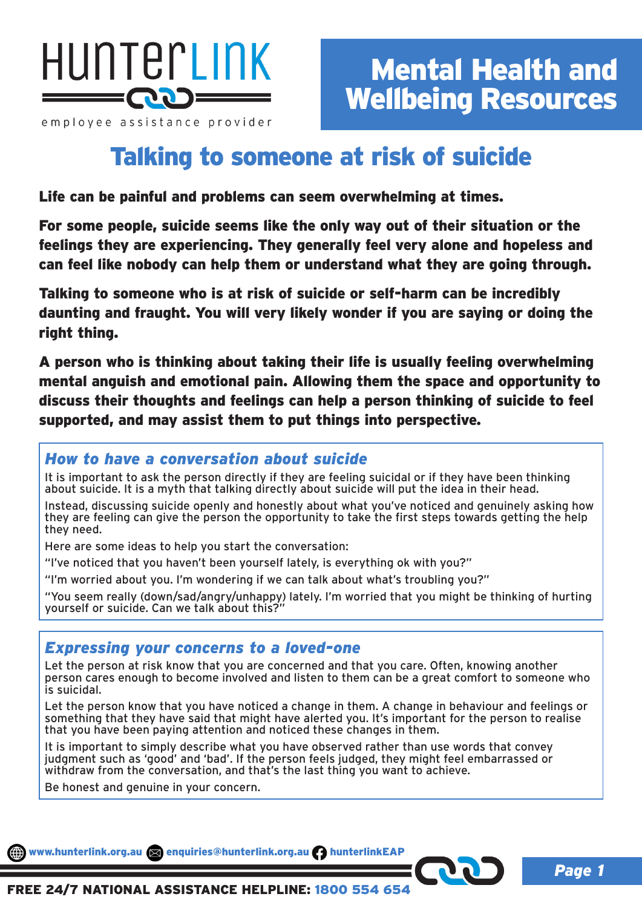HunterLink

employee assistance provider

# Mental Health and Wellbeing Resources

## Talking to someone at risk of suicide

**Life can be painful and problems can seem overwhelming at times.**

**For some people, suicide seems like the only way out of their situation or the feelings they are experiencing. They generally feel very alone and hopeless and can feel like nobody can help them or understand what they are going through.**

**Talking to someone who is at risk of suicide or self-harm can be incredibly daunting and fraught. You will very likely wonder if you are saying or doing the right thing.**

**A person who is thinking about taking their life is usually feeling overwhelming mental anguish and emotional pain. Allowing them the space and opportunity to discuss their thoughts and feelings can help a person thinking of suicide to feel supported, and may assist them to put things into perspective.**

### *How to have a conversation about suicide*

It is important to ask the person directly if they are feeling suicidal or if they have been thinking about suicide. It is a myth that talking directly about suicide will put the idea in their head.

Instead, discussing suicide openly and honestly about what you've noticed and genuinely asking how they are feeling can give the person the opportunity to take the first steps towards getting the help they need.

Here are some ideas to help you start the conversation:

"I've noticed that you haven't been yourself lately, is everything ok with you?"

"I'm worried about you. I'm wondering if we can talk about what's troubling you?"

"You seem really (down/sad/angry/unhappy) lately. I'm worried that you might be thinking of hurting yourself or suicide. Can we talk about this?"

### *Expressing your concerns to a loved-one*

Let the person at risk know that you are concerned and that you care. Often, knowing another person cares enough to become involved and listen to them can be a great comfort to someone who is suicidal.

Let the person know that you have noticed a change in them. A change in behaviour and feelings or something that they have said that might have alerted you. It's important for the person to realise that you have been paying attention and noticed these changes in them.

It is important to simply describe what you have observed rather than use words that convey judgment such as 'good' and 'bad'. If the person feels judged, they might feel embarrassed or withdraw from the conversation, and that's the last thing you want to achieve.

Be honest and genuine in your concern.

www.hunterlink.org.au enquiries@hunterlink.org.au hunterlinkEAP

**FREE 24/7 NATIONAL ASSISTANCE HELPLINE: 1800 554 654**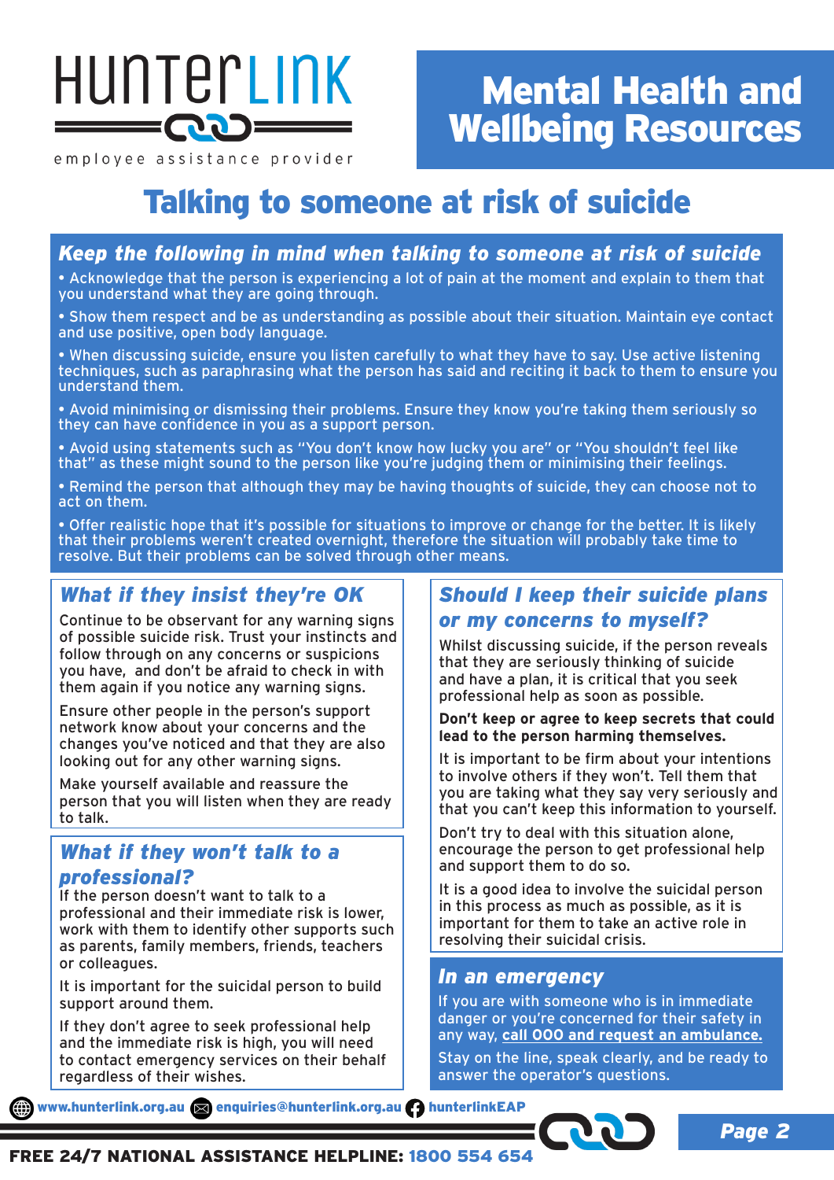# Talking to someone at risk of suicide

## Keep the following in mind when talking to someone at risk of suicide

- Acknowledge that the person is experiencing a lot of pain at the moment and explain to them that you understand what they are going through.
- Show them respect and be as understanding as possible about their situation. Maintain eye contact and use positive, open body language.
- When discussing suicide, ensure you listen carefully to what they have to say. Use active listening techniques, such as paraphrasing what the person has said and reciting it back to them to ensure you understand them.
- Avoid minimising or dismissing their problems. Ensure they know you're taking them seriously so they can have confidence in you as a support person.
- Avoid using statements such as "You don't know how lucky you are" or "You shouldn't feel like that" as these might sound to the person like you're judging them or minimising their feelings.
- Remind the person that although they may be having thoughts of suicide, they can choose not to act on them.
- Offer realistic hope that it's possible for situations to improve or change for the better. It is likely that their problems weren't created overnight, therefore the situation will probably take time to resolve. But their problems can be solved through other means.

## What if they insist they're OK

Continue to be observant for any warning signs of possible suicide risk. Trust your instincts and follow through on any concerns or suspicions you have, and don't be afraid to check in with them again if you notice any warning signs.

Ensure other people in the person's support network know about your concerns and the changes you've noticed and that they are also looking out for any other warning signs.

Make yourself available and reassure the person that you will listen when they are ready to talk.

## What if they won't talk to a professional?

If the person doesn't want to talk to a professional and their immediate risk is lower, work with them to identify other supports such as parents, family members, friends, teachers or colleagues.

It is important for the suicidal person to build support around them.

If they don't agree to seek professional help and the immediate risk is high, you will need to contact emergency services on their behalf regardless of their wishes.

## Should I keep their suicide plans or my concerns to myself?

Whilst discussing suicide, if the person reveals that they are seriously thinking of suicide and have a plan, it is critical that you seek professional help as soon as possible.

**Don't keep or agree to keep secrets that could lead to the person harming themselves.**

It is important to be firm about your intentions to involve others if they won't. Tell them that you are taking what they say very seriously and that you can't keep this information to yourself.

Don't try to deal with this situation alone, encourage the person to get professional help and support them to do so.

It is a good idea to involve the suicidal person in this process as much as possible, as it is important for them to take an active role in resolving their suicidal crisis.

## In an emergency

If you are with someone who is in immediate danger or you're concerned for their safety in any way, **call 000 and request an ambulance.**

Stay on the line, speak clearly, and be ready to answer the operator's questions.

www.hunterlink.org.au enquiries@hunterlink.org.au hunterlinkEAP

**FREE 24/7 NATIONAL ASSISTANCE HELPLINE: 1800 554 654**